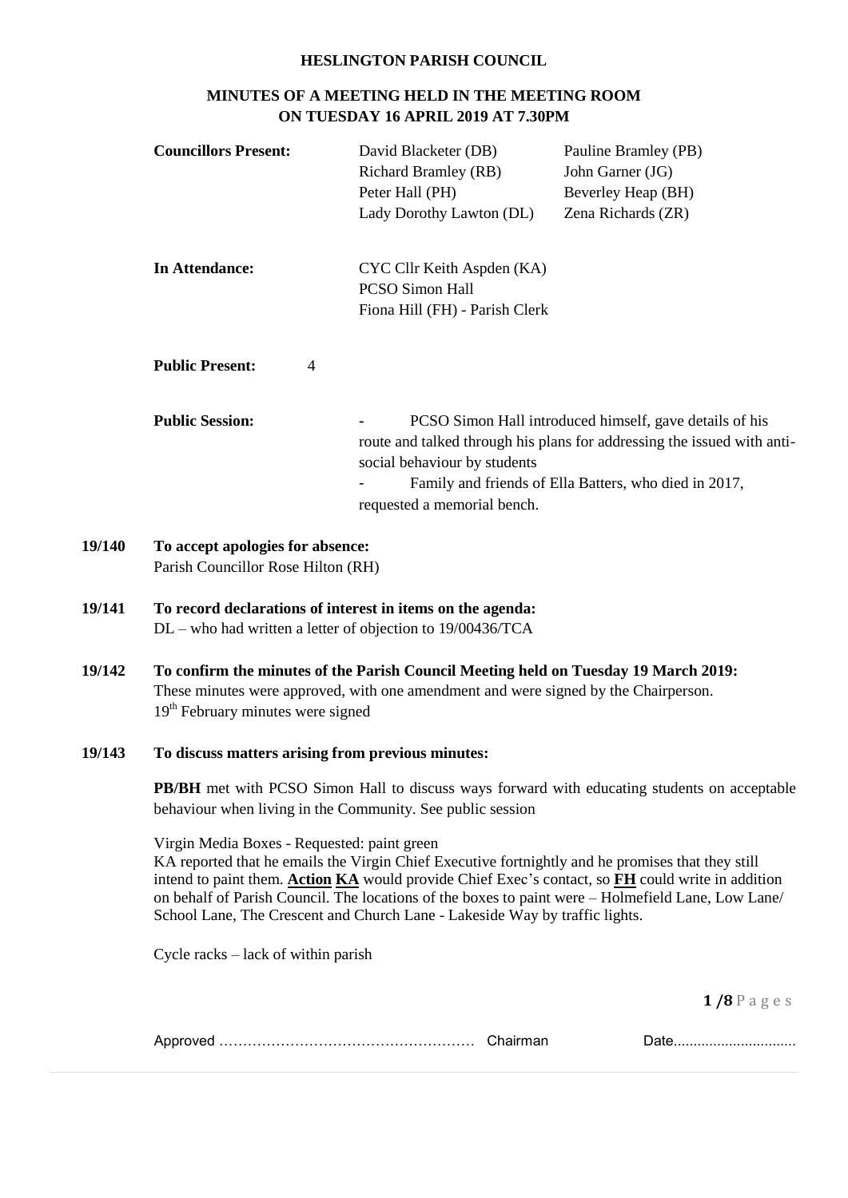# HESLINGTON PARISH COUNCIL

## MINUTES OF A MEETING HELD IN THE MEETING ROOM ON TUESDAY 16 APRIL 2019 AT 7.30PM

**Councillors Present:**

| | |
|---|---|
| David Blacketer (DB) | Pauline Bramley (PB) |
| Richard Bramley (RB) | John Garner (JG) |
| Peter Hall (PH) | Beverley Heap (BH) |
| Lady Dorothy Lawton (DL) | Zena Richards (ZR) |

**In Attendance:**

CYC Cllr Keith Aspden (KA)
PCSO Simon Hall
Fiona Hill (FH) - Parish Clerk

**Public Present:** 4

**Public Session:**

- PCSO Simon Hall introduced himself, gave details of his route and talked through his plans for addressing the issued with anti-social behaviour by students
- Family and friends of Ella Batters, who died in 2017, requested a memorial bench.

**19/140 To accept apologies for absence:**

Parish Councillor Rose Hilton (RH)

**19/141 To record declarations of interest in items on the agenda:**

DL – who had written a letter of objection to 19/00436/TCA

**19/142 To confirm the minutes of the Parish Council Meeting held on Tuesday 19 March 2019:**

These minutes were approved, with one amendment and were signed by the Chairperson.
19th February minutes were signed

**19/143 To discuss matters arising from previous minutes:**

**PB/BH** met with PCSO Simon Hall to discuss ways forward with educating students on acceptable behaviour when living in the Community. See public session

Virgin Media Boxes - Requested: paint green
KA reported that he emails the Virgin Chief Executive fortnightly and he promises that they still intend to paint them. **Action KA** would provide Chief Exec's contact, so **FH** could write in addition on behalf of Parish Council. The locations of the boxes to paint were – Holmefield Lane, Low Lane/ School Lane, The Crescent and Church Lane - Lakeside Way by traffic lights.

Cycle racks – lack of within parish

Approved ……………………………………………… Chairman Date..............................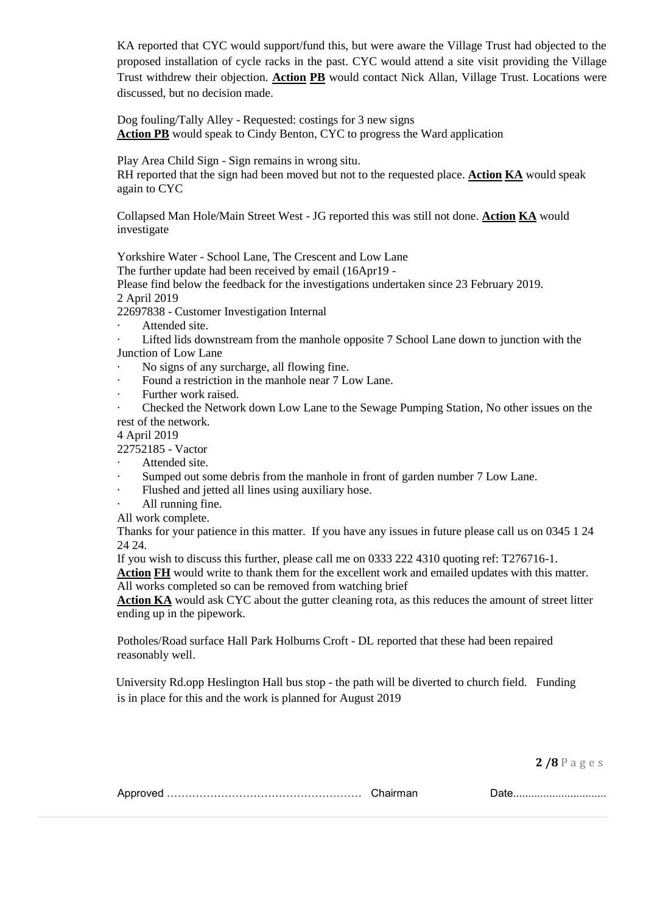KA reported that CYC would support/fund this, but were aware the Village Trust had objected to the proposed installation of cycle racks in the past. CYC would attend a site visit providing the Village Trust withdrew their objection. **Action** **PB** would contact Nick Allan, Village Trust. Locations were discussed, but no decision made.

Dog fouling/Tally Alley - Requested: costings for 3 new signs
**Action PB** would speak to Cindy Benton, CYC to progress the Ward application

Play Area Child Sign - Sign remains in wrong situ.
RH reported that the sign had been moved but not to the requested place. **Action** **KA** would speak again to CYC

Collapsed Man Hole/Main Street West - JG reported this was still not done. **Action** **KA** would investigate

Yorkshire Water - School Lane, The Crescent and Low Lane
The further update had been received by email (16Apr19 -
Please find below the feedback for the investigations undertaken since 23 February 2019.
2 April 2019
22697838 - Customer Investigation Internal

- Attended site.
- Lifted lids downstream from the manhole opposite 7 School Lane down to junction with the Junction of Low Lane
- No signs of any surcharge, all flowing fine.
- Found a restriction in the manhole near 7 Low Lane.
- Further work raised.
- Checked the Network down Low Lane to the Sewage Pumping Station, No other issues on the rest of the network.

4 April 2019
22752185 - Vactor

- Attended site.
- Sumped out some debris from the manhole in front of garden number 7 Low Lane.
- Flushed and jetted all lines using auxiliary hose.
- All running fine.

All work complete.
Thanks for your patience in this matter. If you have any issues in future please call us on 0345 1 24 24 24.
If you wish to discuss this further, please call me on 0333 222 4310 quoting ref: T276716-1.
**Action** **FH** would write to thank them for the excellent work and emailed updates with this matter. All works completed so can be removed from watching brief
**Action KA** would ask CYC about the gutter cleaning rota, as this reduces the amount of street litter ending up in the pipework.

Potholes/Road surface Hall Park Holburns Croft - DL reported that these had been repaired reasonably well.

University Rd.opp Heslington Hall bus stop - the path will be diverted to church field. Funding is in place for this and the work is planned for August 2019

Approved ……………………………………………… Chairman Date...............................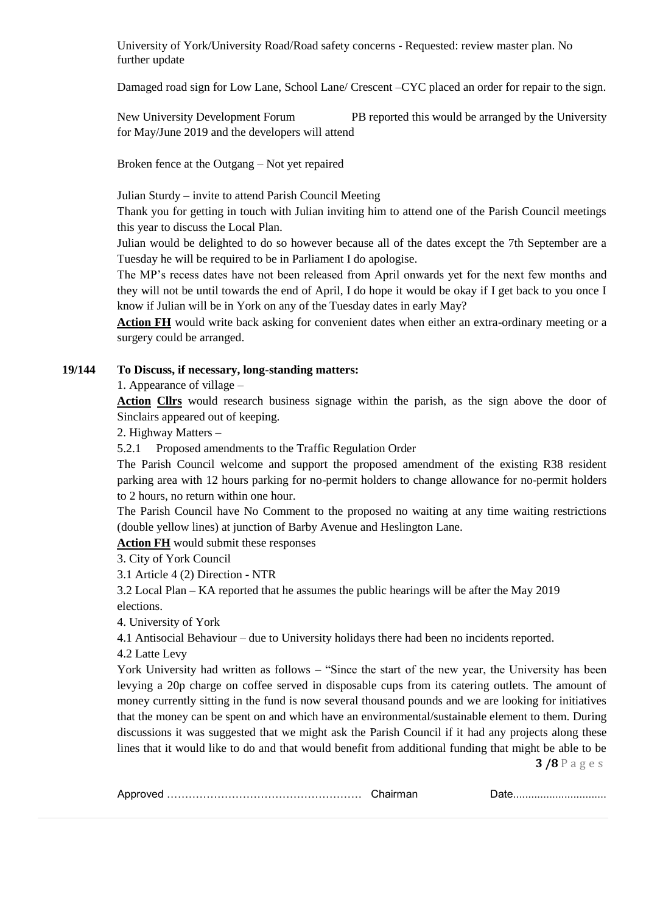University of York/University Road/Road safety concerns - Requested: review master plan. No further update

Damaged road sign for Low Lane, School Lane/ Crescent –CYC placed an order for repair to the sign.

New University Development Forum PB reported this would be arranged by the University for May/June 2019 and the developers will attend

Broken fence at the Outgang – Not yet repaired

Julian Sturdy – invite to attend Parish Council Meeting

Thank you for getting in touch with Julian inviting him to attend one of the Parish Council meetings this year to discuss the Local Plan.

Julian would be delighted to do so however because all of the dates except the 7th September are a Tuesday he will be required to be in Parliament I do apologise.

The MP's recess dates have not been released from April onwards yet for the next few months and they will not be until towards the end of April, I do hope it would be okay if I get back to you once I know if Julian will be in York on any of the Tuesday dates in early May?

**Action FH** would write back asking for convenient dates when either an extra-ordinary meeting or a surgery could be arranged.

**19/144 To Discuss, if necessary, long-standing matters:**

1. Appearance of village –

**Action Cllrs** would research business signage within the parish, as the sign above the door of Sinclairs appeared out of keeping.

2. Highway Matters –

5.2.1 Proposed amendments to the Traffic Regulation Order

The Parish Council welcome and support the proposed amendment of the existing R38 resident parking area with 12 hours parking for no-permit holders to change allowance for no-permit holders to 2 hours, no return within one hour.

The Parish Council have No Comment to the proposed no waiting at any time waiting restrictions (double yellow lines) at junction of Barby Avenue and Heslington Lane.

**Action FH** would submit these responses

3. City of York Council

3.1 Article 4 (2) Direction - NTR

3.2 Local Plan – KA reported that he assumes the public hearings will be after the May 2019 elections.

4. University of York

4.1 Antisocial Behaviour – due to University holidays there had been no incidents reported.

4.2 Latte Levy

York University had written as follows – "Since the start of the new year, the University has been levying a 20p charge on coffee served in disposable cups from its catering outlets. The amount of money currently sitting in the fund is now several thousand pounds and we are looking for initiatives that the money can be spent on and which have an environmental/sustainable element to them. During discussions it was suggested that we might ask the Parish Council if it had any projects along these lines that it would like to do and that would benefit from additional funding that might be able to be

Approved …………………………………………… Chairman Date..............................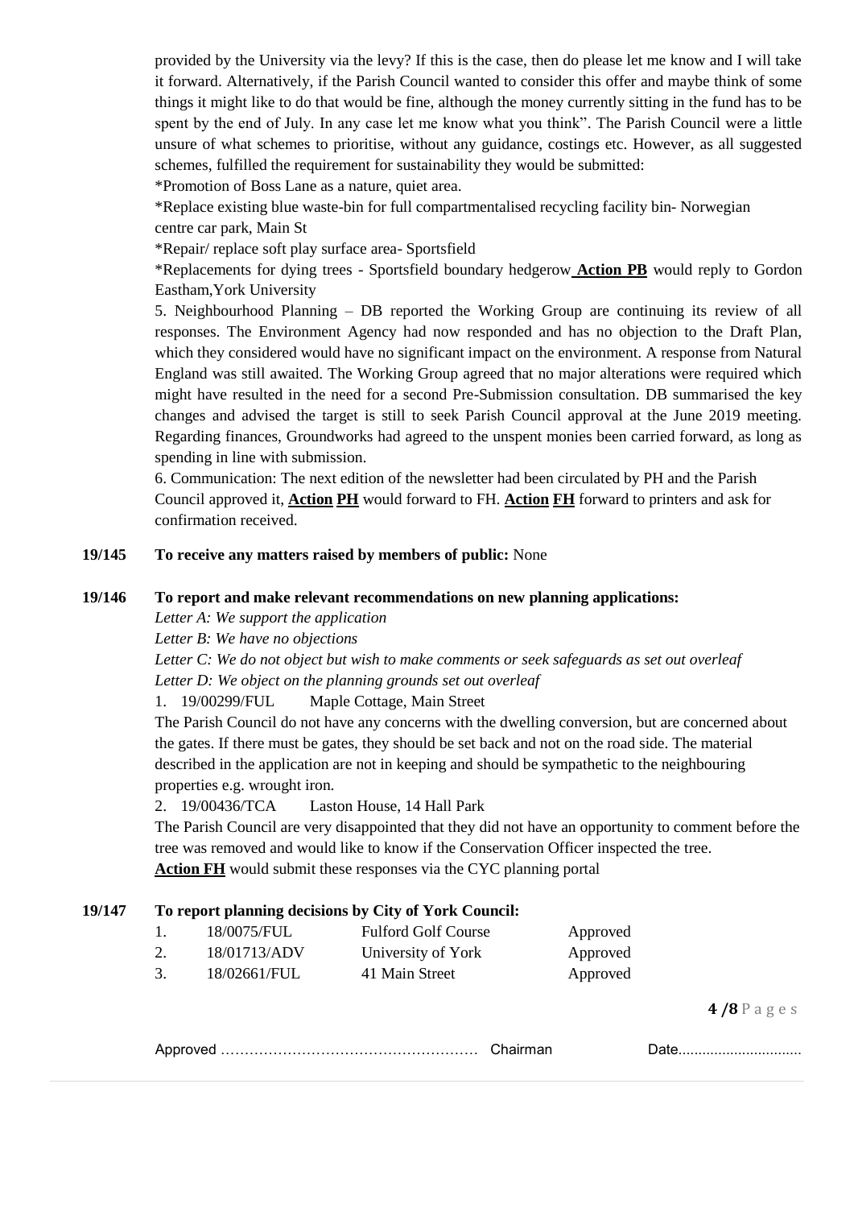provided by the University via the levy? If this is the case, then do please let me know and I will take it forward. Alternatively, if the Parish Council wanted to consider this offer and maybe think of some things it might like to do that would be fine, although the money currently sitting in the fund has to be spent by the end of July. In any case let me know what you think". The Parish Council were a little unsure of what schemes to prioritise, without any guidance, costings etc. However, as all suggested schemes, fulfilled the requirement for sustainability they would be submitted:

*Promotion of Boss Lane as a nature, quiet area.

*Replace existing blue waste-bin for full compartmentalised recycling facility bin- Norwegian centre car park, Main St

*Repair/ replace soft play surface area- Sportsfield

*Replacements for dying trees - Sportsfield boundary hedgerow **Action PB** would reply to Gordon Eastham,York University

5. Neighbourhood Planning – DB reported the Working Group are continuing its review of all responses. The Environment Agency had now responded and has no objection to the Draft Plan, which they considered would have no significant impact on the environment. A response from Natural England was still awaited. The Working Group agreed that no major alterations were required which might have resulted in the need for a second Pre-Submission consultation. DB summarised the key changes and advised the target is still to seek Parish Council approval at the June 2019 meeting. Regarding finances, Groundworks had agreed to the unspent monies been carried forward, as long as spending in line with submission.

6. Communication: The next edition of the newsletter had been circulated by PH and the Parish Council approved it, **Action PH** would forward to FH. **Action FH** forward to printers and ask for confirmation received.

**19/145 To receive any matters raised by members of public:** None

**19/146 To report and make relevant recommendations on new planning applications:**

*Letter A: We support the application*
*Letter B: We have no objections*
*Letter C: We do not object but wish to make comments or seek safeguards as set out overleaf*
*Letter D: We object on the planning grounds set out overleaf*

1. 19/00299/FUL Maple Cottage, Main Street

The Parish Council do not have any concerns with the dwelling conversion, but are concerned about the gates. If there must be gates, they should be set back and not on the road side. The material described in the application are not in keeping and should be sympathetic to the neighbouring properties e.g. wrought iron.

2. 19/00436/TCA Laston House, 14 Hall Park

The Parish Council are very disappointed that they did not have an opportunity to comment before the tree was removed and would like to know if the Conservation Officer inspected the tree.

**Action FH** would submit these responses via the CYC planning portal

**19/147 To report planning decisions by City of York Council:**

| | | | |
|---|---|---|---|
| 1. | 18/0075/FUL | Fulford Golf Course | Approved |
| 2. | 18/01713/ADV | University of York | Approved |
| 3. | 18/02661/FUL | 41 Main Street | Approved |

Approved …………………………………………… Chairman Date..............................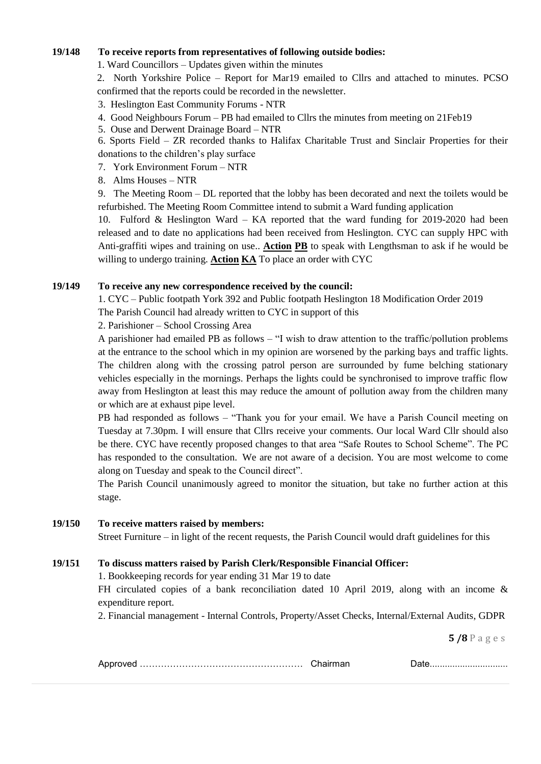**19/148 To receive reports from representatives of following outside bodies:**

1. Ward Councillors – Updates given within the minutes
2. North Yorkshire Police – Report for Mar19 emailed to Cllrs and attached to minutes. PCSO confirmed that the reports could be recorded in the newsletter.
3. Heslington East Community Forums - NTR
4. Good Neighbours Forum – PB had emailed to Cllrs the minutes from meeting on 21Feb19
5. Ouse and Derwent Drainage Board – NTR
6. Sports Field – ZR recorded thanks to Halifax Charitable Trust and Sinclair Properties for their donations to the children's play surface
7. York Environment Forum – NTR
8. Alms Houses – NTR
9. The Meeting Room – DL reported that the lobby has been decorated and next the toilets would be refurbished. The Meeting Room Committee intend to submit a Ward funding application
10. Fulford & Heslington Ward – KA reported that the ward funding for 2019-2020 had been released and to date no applications had been received from Heslington. CYC can supply HPC with Anti-graffiti wipes and training on use.. **Action PB** to speak with Lengthsman to ask if he would be willing to undergo training. **Action KA** To place an order with CYC

**19/149 To receive any new correspondence received by the council:**

1. CYC – Public footpath York 392 and Public footpath Heslington 18 Modification Order 2019
The Parish Council had already written to CYC in support of this
2. Parishioner – School Crossing Area
A parishioner had emailed PB as follows – "I wish to draw attention to the traffic/pollution problems at the entrance to the school which in my opinion are worsened by the parking bays and traffic lights. The children along with the crossing patrol person are surrounded by fume belching stationary vehicles especially in the mornings. Perhaps the lights could be synchronised to improve traffic flow away from Heslington at least this may reduce the amount of pollution away from the children many or which are at exhaust pipe level.
PB had responded as follows – "Thank you for your email. We have a Parish Council meeting on Tuesday at 7.30pm. I will ensure that Cllrs receive your comments. Our local Ward Cllr should also be there. CYC have recently proposed changes to that area "Safe Routes to School Scheme". The PC has responded to the consultation. We are not aware of a decision. You are most welcome to come along on Tuesday and speak to the Council direct".
The Parish Council unanimously agreed to monitor the situation, but take no further action at this stage.

**19/150 To receive matters raised by members:**

Street Furniture – in light of the recent requests, the Parish Council would draft guidelines for this

**19/151 To discuss matters raised by Parish Clerk/Responsible Financial Officer:**

1. Bookkeeping records for year ending 31 Mar 19 to date
FH circulated copies of a bank reconciliation dated 10 April 2019, along with an income & expenditure report.
2. Financial management - Internal Controls, Property/Asset Checks, Internal/External Audits, GDPR

Approved ……………………………………………… Chairman Date..............................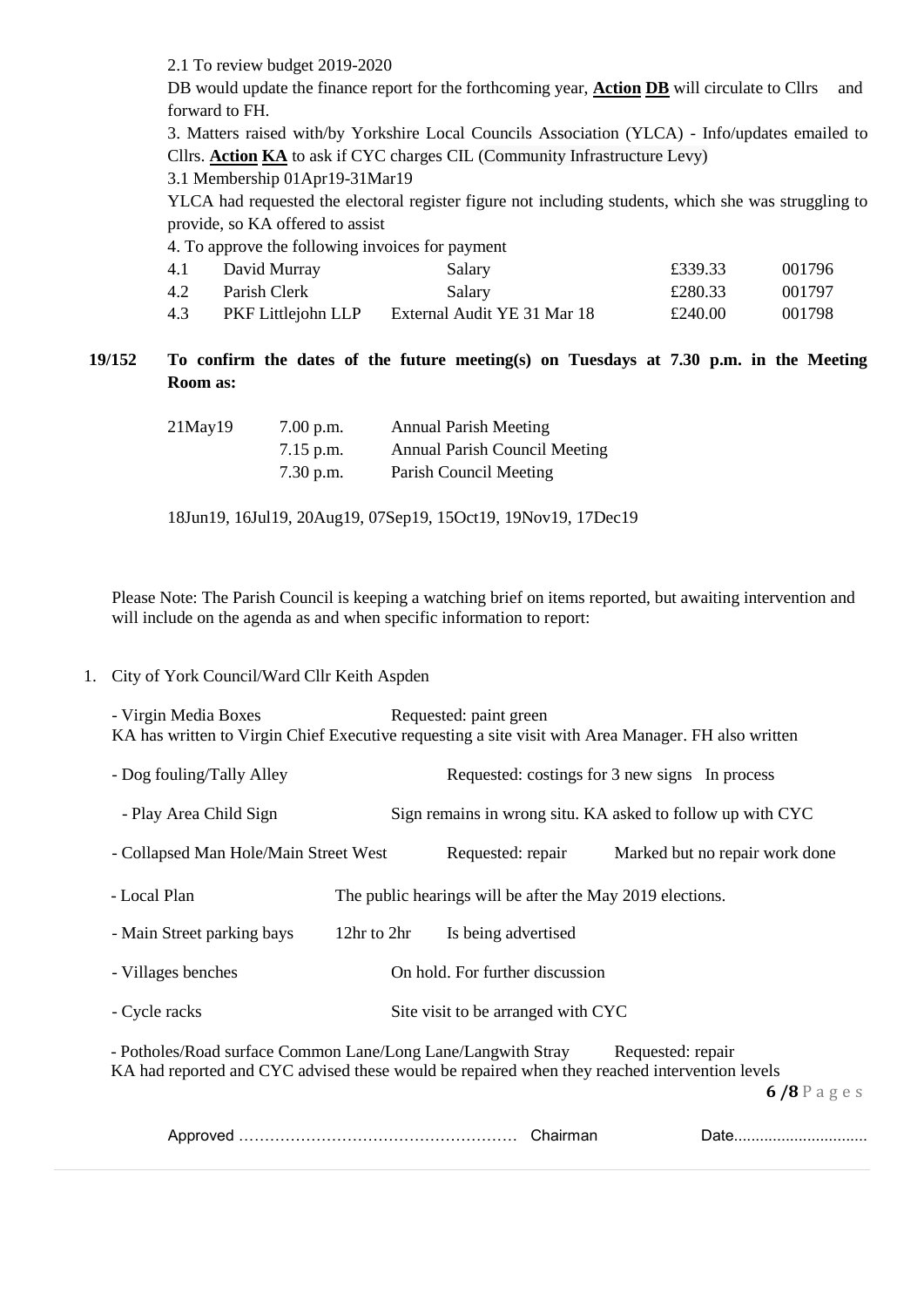2.1 To review budget 2019-2020

DB would update the finance report for the forthcoming year, **Action DB** will circulate to Cllrs and forward to FH.

3. Matters raised with/by Yorkshire Local Councils Association (YLCA) - Info/updates emailed to Cllrs. **Action KA** to ask if CYC charges CIL (Community Infrastructure Levy)

3.1 Membership 01Apr19-31Mar19

YLCA had requested the electoral register figure not including students, which she was struggling to provide, so KA offered to assist

4. To approve the following invoices for payment

| | | | | |
|---|---|---|---|---|
| 4.1 | David Murray | Salary | £339.33 | 001796 |
| 4.2 | Parish Clerk | Salary | £280.33 | 001797 |
| 4.3 | PKF Littlejohn LLP | External Audit YE 31 Mar 18 | £240.00 | 001798 |

**19/152 To confirm the dates of the future meeting(s) on Tuesdays at 7.30 p.m. in the Meeting Room as:**

| | | |
|---|---|---|
| 21May19 | 7.00 p.m. | Annual Parish Meeting |
| | 7.15 p.m. | Annual Parish Council Meeting |
| | 7.30 p.m. | Parish Council Meeting |

18Jun19, 16Jul19, 20Aug19, 07Sep19, 15Oct19, 19Nov19, 17Dec19

Please Note: The Parish Council is keeping a watching brief on items reported, but awaiting intervention and will include on the agenda as and when specific information to report:

1. City of York Council/Ward Cllr Keith Aspden

- Virgin Media Boxes — Requested: paint green
  KA has written to Virgin Chief Executive requesting a site visit with Area Manager. FH also written
- Dog fouling/Tally Alley — Requested: costings for 3 new signs — In process
- Play Area Child Sign — Sign remains in wrong situ. KA asked to follow up with CYC
- Collapsed Man Hole/Main Street West — Requested: repair — Marked but no repair work done
- Local Plan — The public hearings will be after the May 2019 elections.
- Main Street parking bays — 12hr to 2hr — Is being advertised
- Villages benches — On hold. For further discussion
- Cycle racks — Site visit to be arranged with CYC
- Potholes/Road surface Common Lane/Long Lane/Langwith Stray — Requested: repair
  KA had reported and CYC advised these would be repaired when they reached intervention levels

Approved …………………………………………… Chairman Date..............................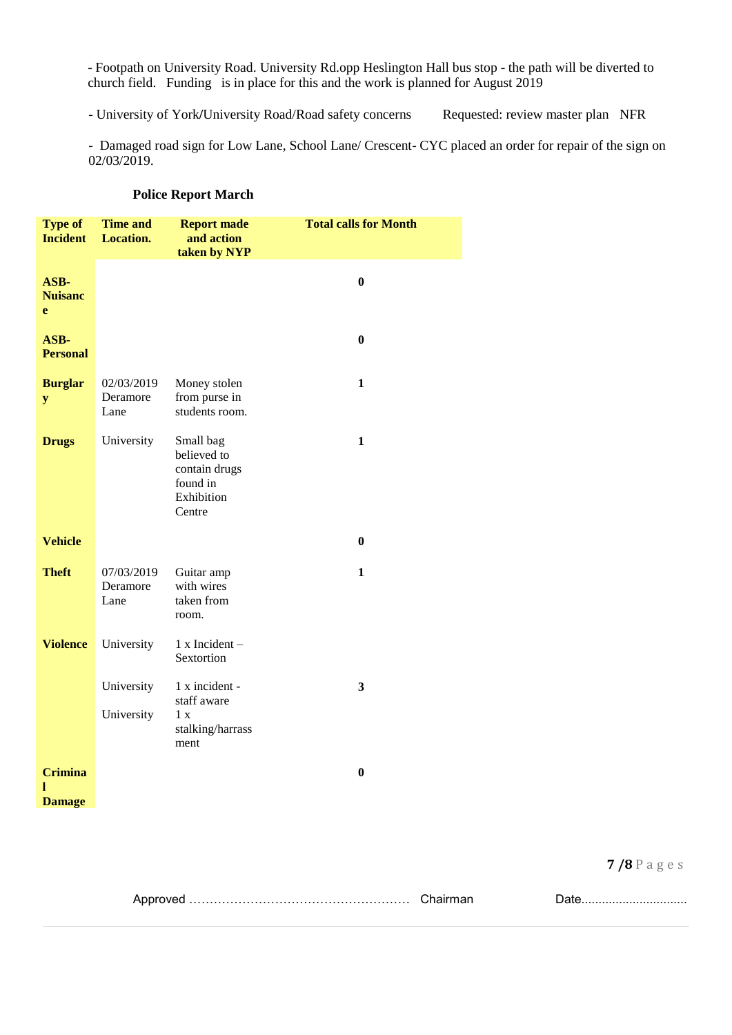- Footpath on University Road. University Rd.opp Heslington Hall bus stop - the path will be diverted to church field. Funding is in place for this and the work is planned for August 2019

- University of York/University Road/Road safety concerns Requested: review master plan NFR

- Damaged road sign for Low Lane, School Lane/ Crescent- CYC placed an order for repair of the sign on 02/03/2019.

### Police Report March

| Type of Incident | Time and Location. | Report made and action taken by NYP | Total calls for Month |
|---|---|---|---|
| **ASB-Nuisance** | | | **0** |
| **ASB-Personal** | | | **0** |
| **Burglary** | 02/03/2019 Deramore Lane | Money stolen from purse in students room. | **1** |
| **Drugs** | University | Small bag believed to contain drugs found in Exhibition Centre | **1** |
| **Vehicle** | | | **0** |
| **Theft** | 07/03/2019 Deramore Lane | Guitar amp with wires taken from room. | **1** |
| **Violence** | University | 1 x Incident – Sextortion | |
| | University | 1 x incident - staff aware | **3** |
| | University | 1 x stalking/harrassment | |
| **Criminal Damage** | | | **0** |

Approved …………………………………………… Chairman Date...............................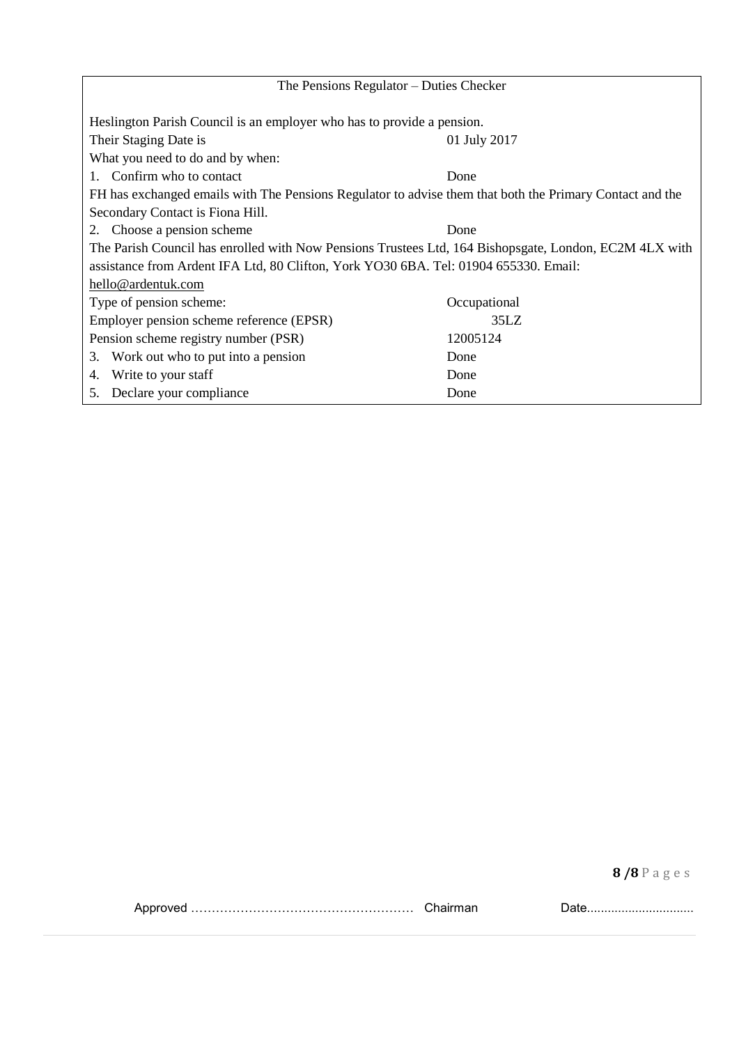The Pensions Regulator – Duties Checker

Heslington Parish Council is an employer who has to provide a pension.

| | |
|---|---|
| Their Staging Date is | 01 July 2017 |
| What you need to do and by when: | |
| 1. Confirm who to contact | Done |

FH has exchanged emails with The Pensions Regulator to advise them that both the Primary Contact and the Secondary Contact is Fiona Hill.

| | |
|---|---|
| 2. Choose a pension scheme | Done |

The Parish Council has enrolled with Now Pensions Trustees Ltd, 164 Bishopsgate, London, EC2M 4LX with assistance from Ardent IFA Ltd, 80 Clifton, York YO30 6BA. Tel: 01904 655330. Email: hello@ardentuk.com

| | |
|---|---|
| Type of pension scheme: | Occupational |
| Employer pension scheme reference (EPSR) | 35LZ |
| Pension scheme registry number (PSR) | 12005124 |
| 3. Work out who to put into a pension | Done |
| 4. Write to your staff | Done |
| 5. Declare your compliance | Done |

Approved …………………………………………… Chairman Date..............................